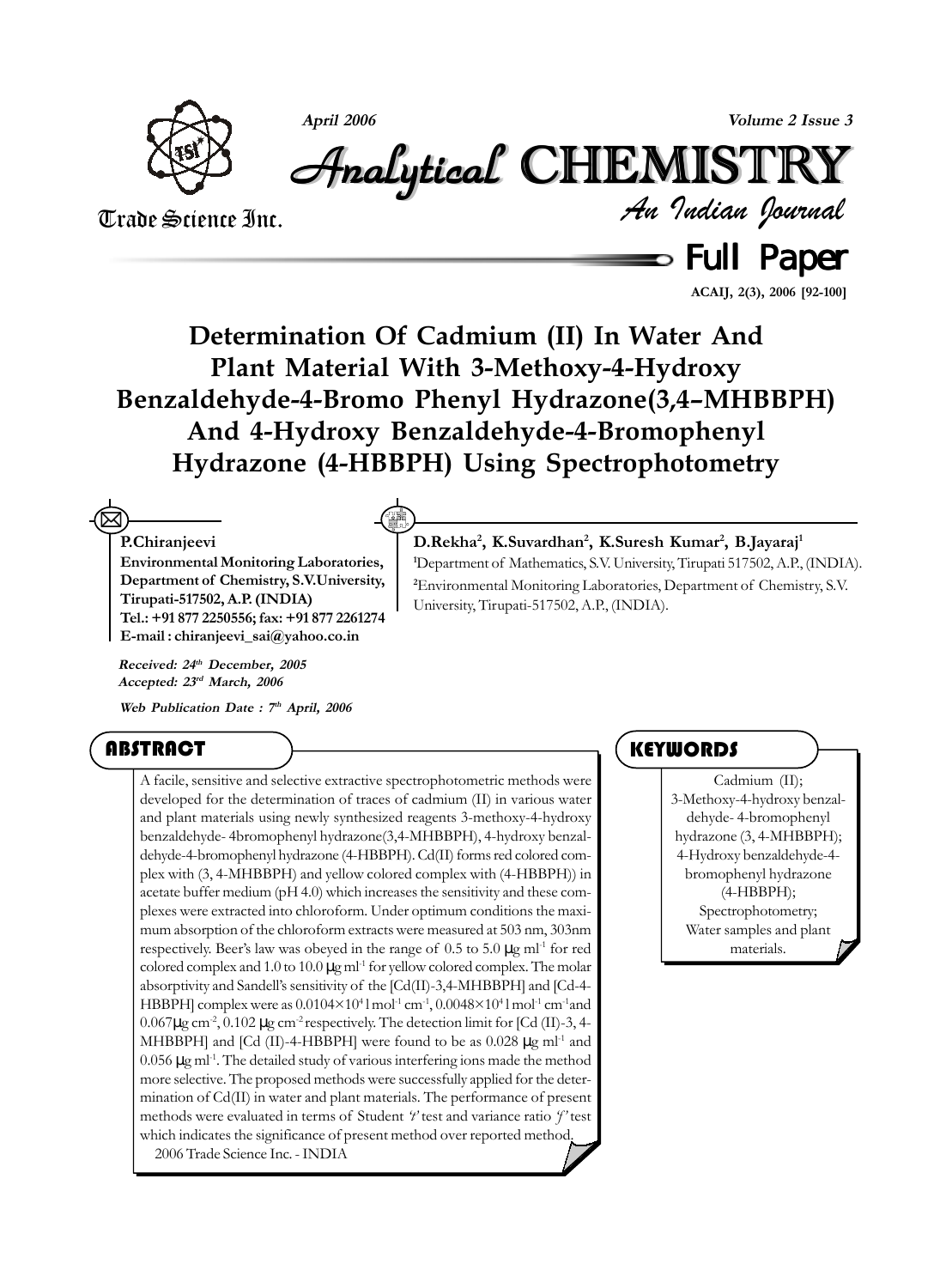Full Paper

# Determination Of Cadmium (II) In Water And Plant Material With 3-Methoxy-4-Hydroxy Benzaldehyde-4-Bromo Phenyl Hydrazone(3,4–MHBBPH) And 4-Hydroxy Benzaldehyde-4-Bromophenyl Hydrazone (4-HBBPH) Using Spectrophotometry

**P.Chiranjeevi**
**Environmental Monitoring Laboratories, Department of Chemistry, S.V.University, Tirupati-517502, A.P. (INDIA)**
**Tel.: +91 877 2250556; fax: +91 877 2261274**
**E-mail : chiranjeevi_sai@yahoo.co.in**

**D.Rekha[2], K.Suvardhan[2], K.Suresh Kumar[2], B.Jayaraj[1]**

[1]Department of Mathematics, S.V. University, Tirupati 517502, A.P., (INDIA).

[2]Environmental Monitoring Laboratories, Department of Chemistry, S.V. University, Tirupati-517502, A.P., (INDIA).

*Received: 24th December, 2005*
*Accepted: 23rd March, 2006*

*Web Publication Date : 7th April, 2006*

## ABSTRACT

A facile, sensitive and selective extractive spectrophotometric methods were developed for the determination of traces of cadmium (II) in various water and plant materials using newly synthesized reagents 3-methoxy-4-hydroxy benzaldehyde- 4bromophenyl hydrazone(3,4-MHBBPH), 4-hydroxy benzaldehyde-4-bromophenyl hydrazone (4-HBBPH). Cd(II) forms red colored complex with (3, 4-MHBBPH) and yellow colored complex with (4-HBBPH)) in acetate buffer medium (pH 4.0) which increases the sensitivity and these complexes were extracted into chloroform. Under optimum conditions the maximum absorption of the chloroform extracts were measured at 503 nm, 303nm respectively. Beer's law was obeyed in the range of 0.5 to 5.0 μg ml$^{-1}$ for red colored complex and 1.0 to 10.0 μg ml$^{-1}$ for yellow colored complex. The molar absorptivity and Sandell's sensitivity of the [Cd(II)-3,4-MHBBPH] and [Cd-4-HBBPH] complex were as $0.0104\times10^{4}$ l mol$^{-1}$ cm$^{-1}$, $0.0048\times10^{4}$ l mol$^{-1}$ cm$^{-1}$ and 0.067μg cm$^{-2}$, 0.102 μg cm$^{-2}$ respectively. The detection limit for [Cd (II)-3, 4-MHBBPH] and [Cd (II)-4-HBBPH] were found to be as 0.028 μg ml$^{-1}$ and 0.056 μg ml$^{-1}$. The detailed study of various interfering ions made the method more selective. The proposed methods were successfully applied for the determination of Cd(II) in water and plant materials. The performance of present methods were evaluated in terms of Student '*t*' test and variance ratio '*f*' test which indicates the significance of present method over reported method.

2006 Trade Science Inc. - INDIA

## KEYWORDS

Cadmium (II);
3-Methoxy-4-hydroxy benzaldehyde- 4-bromophenyl hydrazone (3, 4-MHBBPH);
4-Hydroxy benzaldehyde-4-bromophenyl hydrazone (4-HBBPH);
Spectrophotometry;
Water samples and plant materials.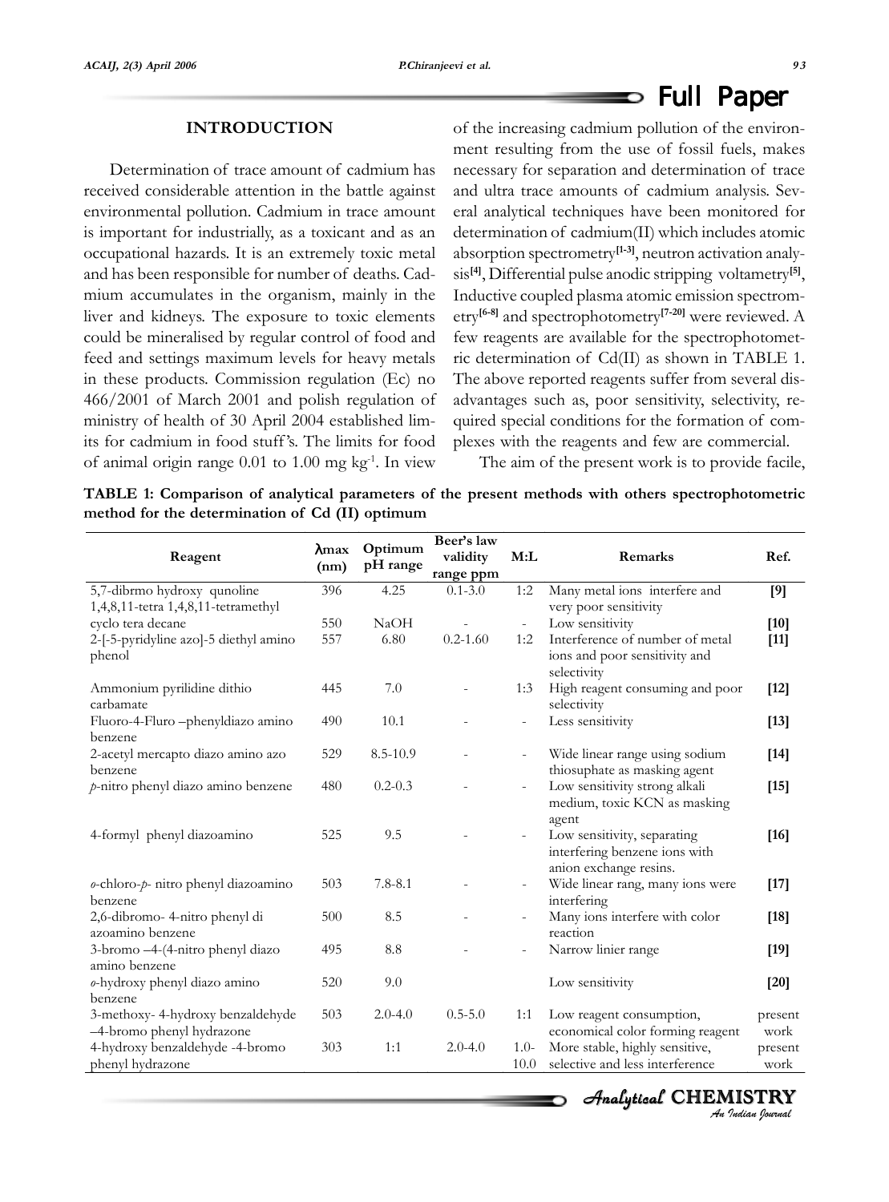## INTRODUCTION

Determination of trace amount of cadmium has received considerable attention in the battle against environmental pollution. Cadmium in trace amount is important for industrially, as a toxicant and as an occupational hazards. It is an extremely toxic metal and has been responsible for number of deaths. Cadmium accumulates in the organism, mainly in the liver and kidneys. The exposure to toxic elements could be mineralised by regular control of food and feed and settings maximum levels for heavy metals in these products. Commission regulation (Ec) no 466/2001 of March 2001 and polish regulation of ministry of health of 30 April 2004 established limits for cadmium in food stuff's. The limits for food of animal origin range 0.01 to 1.00 mg kg$^{-1}$. In view of the increasing cadmium pollution of the environment resulting from the use of fossil fuels, makes necessary for separation and determination of trace and ultra trace amounts of cadmium analysis. Several analytical techniques have been monitored for determination of cadmium(II) which includes atomic absorption spectrometry[1-3], neutron activation analysis[4], Differential pulse anodic stripping voltametry[5], Inductive coupled plasma atomic emission spectrometry[6-8] and spectrophotometry[7-20] were reviewed. A few reagents are available for the spectrophotometric determination of Cd(II) as shown in TABLE 1. The above reported reagents suffer from several disadvantages such as, poor sensitivity, selectivity, required special conditions for the formation of complexes with the reagents and few are commercial.

The aim of the present work is to provide facile,

**TABLE 1: Comparison of analytical parameters of the present methods with others spectrophotometric method for the determination of Cd (II) optimum**

| Reagent | λmax (nm) | Optimum pH range | Beer's law validity range ppm | M:L | Remarks | Ref. |
|---|---|---|---|---|---|---|
| 5,7-dibrmo hydroxy qunoline 1,4,8,11-tetra 1,4,8,11-tetramethyl | 396 | 4.25 | 0.1-3.0 | 1:2 | Many metal ions interfere and very poor sensitivity | [9] |
| cyclo tera decane | 550 | NaOH | - | - | Low sensitivity | [10] |
| 2-[-5-pyridyline azo]-5 diethyl amino phenol | 557 | 6.80 | 0.2-1.60 | 1:2 | Interference of number of metal ions and poor sensitivity and selectivity | [11] |
| Ammonium pyrilidine dithio carbamate | 445 | 7.0 | - | 1:3 | High reagent consuming and poor selectivity | [12] |
| Fluoro-4-Fluro –phenyldiazo amino benzene | 490 | 10.1 | - | - | Less sensitivity | [13] |
| 2-acetyl mercapto diazo amino azo benzene | 529 | 8.5-10.9 | - | - | Wide linear range using sodium thiosuphate as masking agent | [14] |
| *p*-nitro phenyl diazo amino benzene | 480 | 0.2-0.3 | - | - | Low sensitivity strong alkali medium, toxic KCN as masking agent | [15] |
| 4-formyl phenyl diazoamino | 525 | 9.5 | - | - | Low sensitivity, separating interfering benzene ions with anion exchange resins. | [16] |
| *o*-chloro-*p*- nitro phenyl diazoamino benzene | 503 | 7.8-8.1 | - | - | Wide linear rang, many ions were interfering | [17] |
| 2,6-dibromo- 4-nitro phenyl di azoamino benzene | 500 | 8.5 | - | - | Many ions interfere with color reaction | [18] |
| 3-bromo –4-(4-nitro phenyl diazo amino benzene | 495 | 8.8 | - | - | Narrow linier range | [19] |
| *o*-hydroxy phenyl diazo amino benzene | 520 | 9.0 | | | Low sensitivity | [20] |
| 3-methoxy- 4-hydroxy benzaldehyde –4-bromo phenyl hydrazone | 503 | 2.0-4.0 | 0.5-5.0 | 1:1 | Low reagent consumption, economical color forming reagent | present work |
| 4-hydroxy benzaldehyde -4-bromo phenyl hydrazone | 303 | 1:1 | 2.0-4.0 | 1.0-10.0 | More stable, highly sensitive, selective and less interference | present work |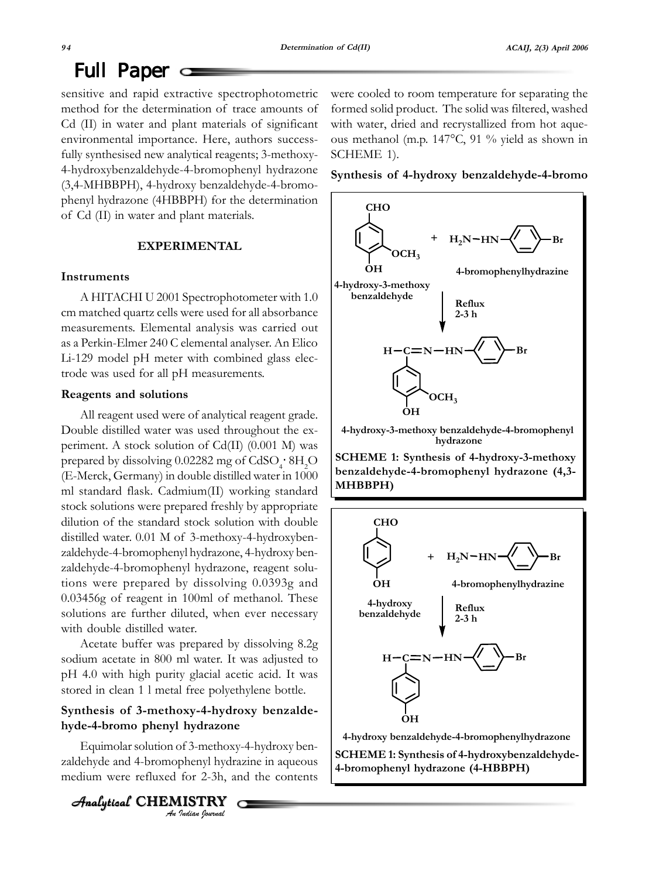sensitive and rapid extractive spectrophotometric method for the determination of trace amounts of Cd (II) in water and plant materials of significant environmental importance. Here, authors successfully synthesised new analytical reagents; 3-methoxy-4-hydroxybenzaldehyde-4-bromophenyl hydrazone (3,4-MHBBPH), 4-hydroxy benzaldehyde-4-bromophenyl hydrazone (4HBBPH) for the determination of Cd (II) in water and plant materials.

## EXPERIMENTAL

### Instruments

A HITACHI U 2001 Spectrophotometer with 1.0 cm matched quartz cells were used for all absorbance measurements. Elemental analysis was carried out as a Perkin-Elmer 240 C elemental analyser. An Elico Li-129 model pH meter with combined glass electrode was used for all pH measurements.

### Reagents and solutions

All reagent used were of analytical reagent grade. Double distilled water was used throughout the experiment. A stock solution of Cd(II) (0.001 M) was prepared by dissolving 0.02282 mg of $CdSO_4 \cdot 8H_2O$ (E-Merck, Germany) in double distilled water in 1000 ml standard flask. Cadmium(II) working standard stock solutions were prepared freshly by appropriate dilution of the standard stock solution with double distilled water. 0.01 M of 3-methoxy-4-hydroxybenzaldehyde-4-bromophenyl hydrazone, 4-hydroxy benzaldehyde-4-bromophenyl hydrazone, reagent solutions were prepared by dissolving 0.0393g and 0.03456g of reagent in 100ml of methanol. These solutions are further diluted, when ever necessary with double distilled water.

Acetate buffer was prepared by dissolving 8.2g sodium acetate in 800 ml water. It was adjusted to pH 4.0 with high purity glacial acetic acid. It was stored in clean 1 l metal free polyethylene bottle.

### Synthesis of 3-methoxy-4-hydroxy benzaldehyde-4-bromo phenyl hydrazone

Equimolar solution of 3-methoxy-4-hydroxy benzaldehyde and 4-bromophenyl hydrazine in aqueous medium were refluxed for 2-3h, and the contents were cooled to room temperature for separating the formed solid product. The solid was filtered, washed with water, dried and recrystallized from hot aqueous methanol (m.p. 147°C, 91 % yield as shown in SCHEME 1).

**SCHEME 1: Synthesis of 4-hydroxy-3-methoxy benzaldehyde-4-bromophenyl hydrazone (4,3-MHBBPH)**

### Synthesis of 4-hydroxy benzaldehyde-4-bromo

**SCHEME 1: Synthesis of 4-hydroxybenzaldehyde-4-bromophenyl hydrazone (4-HBBPH)**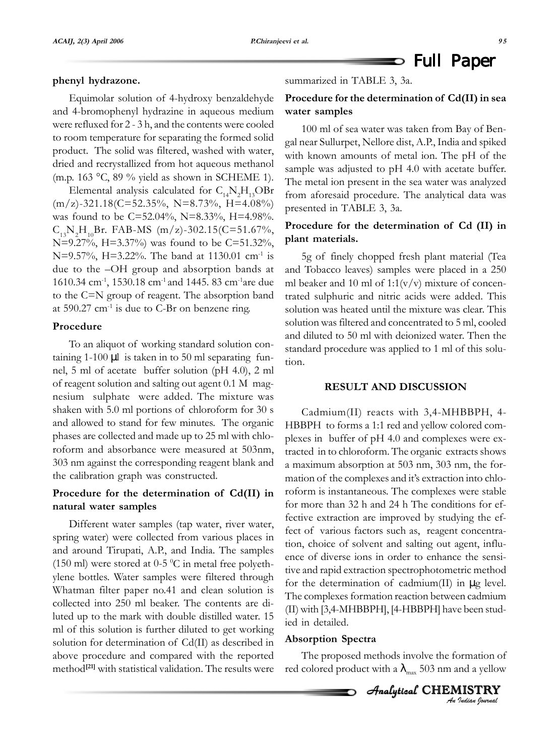**phenyl hydrazone.**

Equimolar solution of 4-hydroxy benzaldehyde and 4-bromophenyl hydrazine in aqueous medium were refluxed for 2 - 3 h, and the contents were cooled to room temperature for separating the formed solid product. The solid was filtered, washed with water, dried and recrystallized from hot aqueous methanol (m.p. 163 °C, 89 % yield as shown in SCHEME 1).

Elemental analysis calculated for $C_{14}N_2H_{13}OBr$ (m/z)-321.18(C=52.35%, N=8.73%, H=4.08%) was found to be C=52.04%, N=8.33%, H=4.98%. $C_{13}N_2H_{10}Br$. FAB-MS (m/z)-302.15(C=51.67%, N=9.27%, H=3.37%) was found to be C=51.32%, N=9.57%, H=3.22%. The band at 1130.01 cm$^{-1}$ is due to the –OH group and absorption bands at 1610.34 cm$^{-1}$, 1530.18 cm$^{-1}$ and 1445. 83 cm$^{-1}$are due to the C=N group of reagent. The absorption band at 590.27 cm$^{-1}$ is due to C-Br on benzene ring.

### Procedure

To an aliquot of working standard solution containing 1-100 μl is taken in to 50 ml separating funnel, 5 ml of acetate buffer solution (pH 4.0), 2 ml of reagent solution and salting out agent 0.1 M magnesium sulphate were added. The mixture was shaken with 5.0 ml portions of chloroform for 30 s and allowed to stand for few minutes. The organic phases are collected and made up to 25 ml with chloroform and absorbance were measured at 503nm, 303 nm against the corresponding reagent blank and the calibration graph was constructed.

### Procedure for the determination of Cd(II) in natural water samples

Different water samples (tap water, river water, spring water) were collected from various places in and around Tirupati, A.P., and India. The samples (150 ml) were stored at 0-5 $^0$C in metal free polyethylene bottles. Water samples were filtered through Whatman filter paper no.41 and clean solution is collected into 250 ml beaker. The contents are diluted up to the mark with double distilled water. 15 ml of this solution is further diluted to get working solution for determination of Cd(II) as described in above procedure and compared with the reported method[21] with statistical validation. The results were summarized in TABLE 3, 3a.

### Procedure for the determination of Cd(II) in sea water samples

100 ml of sea water was taken from Bay of Bengal near Sullurpet, Nellore dist, A.P., India and spiked with known amounts of metal ion. The pH of the sample was adjusted to pH 4.0 with acetate buffer. The metal ion present in the sea water was analyzed from aforesaid procedure. The analytical data was presented in TABLE 3, 3a.

### Procedure for the determination of Cd (II) in plant materials.

5g of finely chopped fresh plant material (Tea and Tobacco leaves) samples were placed in a 250 ml beaker and 10 ml of 1:1(v/v) mixture of concentrated sulphuric and nitric acids were added. This solution was heated until the mixture was clear. This solution was filtered and concentrated to 5 ml, cooled and diluted to 50 ml with deionized water. Then the standard procedure was applied to 1 ml of this solution.

## RESULT AND DISCUSSION

Cadmium(II) reacts with 3,4-MHBBPH, 4-HBBPH to forms a 1:1 red and yellow colored complexes in buffer of pH 4.0 and complexes were extracted in to chloroform. The organic extracts shows a maximum absorption at 503 nm, 303 nm, the formation of the complexes and it's extraction into chloroform is instantaneous. The complexes were stable for more than 32 h and 24 h The conditions for effective extraction are improved by studying the effect of various factors such as, reagent concentration, choice of solvent and salting out agent, influence of diverse ions in order to enhance the sensitive and rapid extraction spectrophotometric method for the determination of cadmium(II) in μg level. The complexes formation reaction between cadmium (II) with [3,4-MHBBPH], [4-HBBPH] have been studied in detailed.

### Absorption Spectra

The proposed methods involve the formation of red colored product with a $\lambda_{max}$ 503 nm and a yellow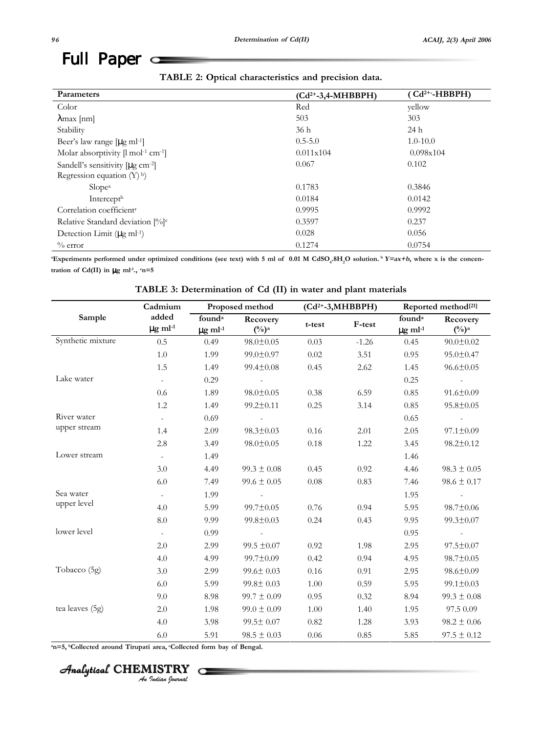## Full Paper

**TABLE 2: Optical characteristics and precision data.**

| Parameters | ($Cd^{2+}$-3,4-MHBBPH) | ( $Cd^{2+}$-HBBPH) |
|---|---|---|
| Color | Red | yellow |
| λmax [nm] | 503 | 303 |
| Stability | 36 h | 24 h |
| Beer's law range [μg ml$^{-1}$] | 0.5-5.0 | 1.0-10.0 |
| Molar absorptivity [l mol$^{-1}$ cm$^{-1}$] | 0.011x104 | 0.098x104 |
| Sandell's sensitivity [μg cm$^{-2}$] | 0.067 | 0.102 |
| Regression equation (Y) [b]) | | |
| Slope[a] | 0.1783 | 0.3846 |
| Intercept[b] | 0.0184 | 0.0142 |
| Correlation coefficient[r] | 0.9995 | 0.9992 |
| Relative Standard deviation [%][c] | 0.3597 | 0.237 |
| Detection Limit (μg ml$^{-1}$) | 0.028 | 0.056 |
| % error | 0.1274 | 0.0754 |

**[a]Experiments performed under optimized conditions (see text) with 5 ml of 0.01 M $CdSO_4.8H_2O$ solution. [b] *Y=ax+b*, where x is the concentration of Cd(II) in μg ml$^{-1}$., [c]n=5**

**TABLE 3: Determination of Cd (II) in water and plant materials**

| Sample | Cadmium added μg ml$^{-1}$ | Proposed method | | ($Cd^{2+}$-3,MHBBPH) | | Reported method[21] | |
|---|---|---|---|---|---|---|---|
| | | found[a] μg ml$^{-1}$ | Recovery (%)[a] | t-test | F-test | found[a] μg ml$^{-1}$ | Recovery (%)[a] |
| Synthetic mixture | 0.5 | 0.49 | 98.0±0.05 | 0.03 | -1.26 | 0.45 | 90.0±0.02 |
| | 1.0 | 1.99 | 99.0±0.97 | 0.02 | 3.51 | 0.95 | 95.0±0.47 |
| | 1.5 | 1.49 | 99.4±0.08 | 0.45 | 2.62 | 1.45 | 96.6±0.05 |
| Lake water | - | 0.29 | - | | | 0.25 | - |
| | 0.6 | 1.89 | 98.0±0.05 | 0.38 | 6.59 | 0.85 | 91.6±0.09 |
| | 1.2 | 1.49 | 99.2±0.11 | 0.25 | 3.14 | 0.85 | 95.8±0.05 |
| River water upper stream | - | 0.69 | - | | | 0.65 | - |
| | 1.4 | 2.09 | 98.3±0.03 | 0.16 | 2.01 | 2.05 | 97.1±0.09 |
| | 2.8 | 3.49 | 98.0±0.05 | 0.18 | 1.22 | 3.45 | 98.2±0.12 |
| Lower stream | - | 1.49 | | | | 1.46 | |
| | 3.0 | 4.49 | 99.3 ± 0.08 | 0.45 | 0.92 | 4.46 | 98.3 ± 0.05 |
| | 6.0 | 7.49 | 99.6 ± 0.05 | 0.08 | 0.83 | 7.46 | 98.6 ± 0.17 |
| Sea water upper level | - | 1.99 | - | | | 1.95 | - |
| | 4.0 | 5.99 | 99.7±0.05 | 0.76 | 0.94 | 5.95 | 98.7±0.06 |
| | 8.0 | 9.99 | 99.8±0.03 | 0.24 | 0.43 | 9.95 | 99.3±0.07 |
| lower level | - | 0.99 | - | | | 0.95 | - |
| | 2.0 | 2.99 | 99.5 ±0.07 | 0.92 | 1.98 | 2.95 | 97.5±0.07 |
| | 4.0 | 4.99 | 99.7±0.09 | 0.42 | 0.94 | 4.95 | 98.7±0.05 |
| Tobacco (5g) | 3.0 | 2.99 | 99.6± 0.03 | 0.16 | 0.91 | 2.95 | 98.6±0.09 |
| | 6.0 | 5.99 | 99.8± 0.03 | 1.00 | 0.59 | 5.95 | 99.1±0.03 |
| | 9.0 | 8.98 | 99.7 ± 0.09 | 0.95 | 0.32 | 8.94 | 99.3 ± 0.08 |
| tea leaves (5g) | 2.0 | 1.98 | 99.0 ± 0.09 | 1.00 | 1.40 | 1.95 | 97.5 0.09 |
| | 4.0 | 3.98 | 99.5± 0.07 | 0.82 | 1.28 | 3.93 | 98.2 ± 0.06 |
| | 6.0 | 5.91 | 98.5 ± 0.03 | 0.06 | 0.85 | 5.85 | 97.5 ± 0.12 |

**[a]n=5, [b]Collected around Tirupati area, [c]Collected form bay of Bengal.**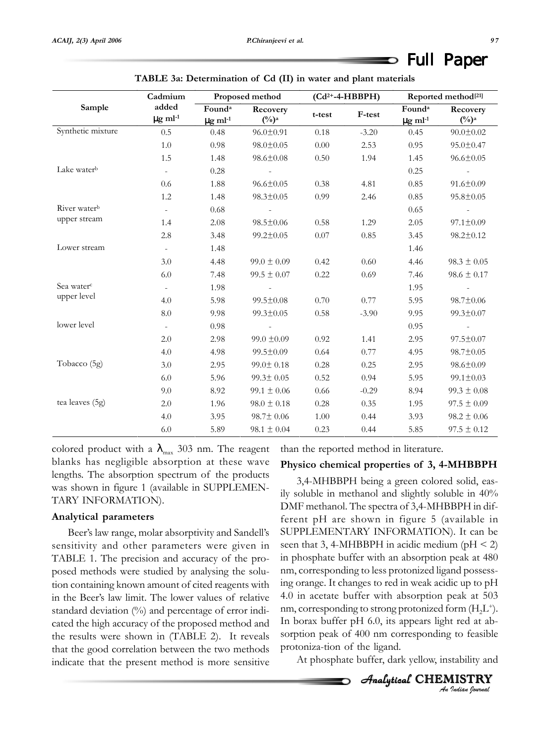**TABLE 3a: Determination of Cd (II) in water and plant materials**

| Sample | Cadmium added μg ml$^{-1}$ | Proposed method | | $(Cd^{2+}$-4-HBBPH) | | Reported method[21] | |
|---|---|---|---|---|---|---|---|
| | | Found[a] μg ml$^{-1}$ | Recovery (%)[a] | t-test | F-test | Found[a] μg ml$^{-1}$ | Recovery (%)[a] |
| Synthetic mixture | 0.5 | 0.48 | 96.0±0.91 | 0.18 | -3.20 | 0.45 | 90.0±0.02 |
| | 1.0 | 0.98 | 98.0±0.05 | 0.00 | 2.53 | 0.95 | 95.0±0.47 |
| | 1.5 | 1.48 | 98.6±0.08 | 0.50 | 1.94 | 1.45 | 96.6±0.05 |
| Lake water[b] | - | 0.28 | - | | | 0.25 | - |
| | 0.6 | 1.88 | 96.6±0.05 | 0.38 | 4.81 | 0.85 | 91.6±0.09 |
| | 1.2 | 1.48 | 98.3±0.05 | 0.99 | 2.46 | 0.85 | 95.8±0.05 |
| River water[b] upper stream | - | 0.68 | - | | | 0.65 | - |
| | 1.4 | 2.08 | 98.5±0.06 | 0.58 | 1.29 | 2.05 | 97.1±0.09 |
| | 2.8 | 3.48 | 99.2±0.05 | 0.07 | 0.85 | 3.45 | 98.2±0.12 |
| Lower stream | - | 1.48 | | | | 1.46 | |
| | 3.0 | 4.48 | 99.0 ± 0.09 | 0.42 | 0.60 | 4.46 | 98.3 ± 0.05 |
| | 6.0 | 7.48 | 99.5 ± 0.07 | 0.22 | 0.69 | 7.46 | 98.6 ± 0.17 |
| Sea water[c] upper level | - | 1.98 | - | | | 1.95 | - |
| | 4.0 | 5.98 | 99.5±0.08 | 0.70 | 0.77 | 5.95 | 98.7±0.06 |
| | 8.0 | 9.98 | 99.3±0.05 | 0.58 | -3.90 | 9.95 | 99.3±0.07 |
| lower level | - | 0.98 | - | | | 0.95 | - |
| | 2.0 | 2.98 | 99.0 ±0.09 | 0.92 | 1.41 | 2.95 | 97.5±0.07 |
| | 4.0 | 4.98 | 99.5±0.09 | 0.64 | 0.77 | 4.95 | 98.7±0.05 |
| Tobacco (5g) | 3.0 | 2.95 | 99.0± 0.18 | 0.28 | 0.25 | 2.95 | 98.6±0.09 |
| | 6.0 | 5.96 | 99.3± 0.05 | 0.52 | 0.94 | 5.95 | 99.1±0.03 |
| | 9.0 | 8.92 | 99.1 ± 0.06 | 0.66 | -0.29 | 8.94 | 99.3 ± 0.08 |
| tea leaves (5g) | 2.0 | 1.96 | 98.0 ± 0.18 | 0.28 | 0.35 | 1.95 | 97.5 ± 0.09 |
| | 4.0 | 3.95 | 98.7± 0.06 | 1.00 | 0.44 | 3.93 | 98.2 ± 0.06 |
| | 6.0 | 5.89 | 98.1 ± 0.04 | 0.23 | 0.44 | 5.85 | 97.5 ± 0.12 |

colored product with a $\lambda_{max}$ 303 nm. The reagent blanks has negligible absorption at these wave lengths. The absorption spectrum of the products was shown in figure 1 (available in SUPPLEMENTARY INFORMATION).

**Analytical parameters**

Beer's law range, molar absorptivity and Sandell's sensitivity and other parameters were given in TABLE 1. The precision and accuracy of the proposed methods were studied by analysing the solution containing known amount of cited reagents with in the Beer's law limit. The lower values of relative standard deviation (%) and percentage of error indicated the high accuracy of the proposed method and the results were shown in (TABLE 2). It reveals that the good correlation between the two methods indicate that the present method is more sensitive than the reported method in literature.

**Physico chemical properties of 3, 4-MHBBPH**

3,4-MHBBPH being a green colored solid, easily soluble in methanol and slightly soluble in 40% DMF methanol. The spectra of 3,4-MHBBPH in different pH are shown in figure 5 (available in SUPPLEMENTARY INFORMATION). It can be seen that 3, 4-MHBBPH in acidic medium (pH < 2) in phosphate buffer with an absorption peak at 480 nm, corresponding to less protonized ligand possessing orange. It changes to red in weak acidic up to pH 4.0 in acetate buffer with absorption peak at 503 nm, corresponding to strong protonized form ($H_2L^+$). In borax buffer pH 6.0, its appears light red at absorption peak of 400 nm corresponding to feasible protoniza-tion of the ligand.

At phosphate buffer, dark yellow, instability and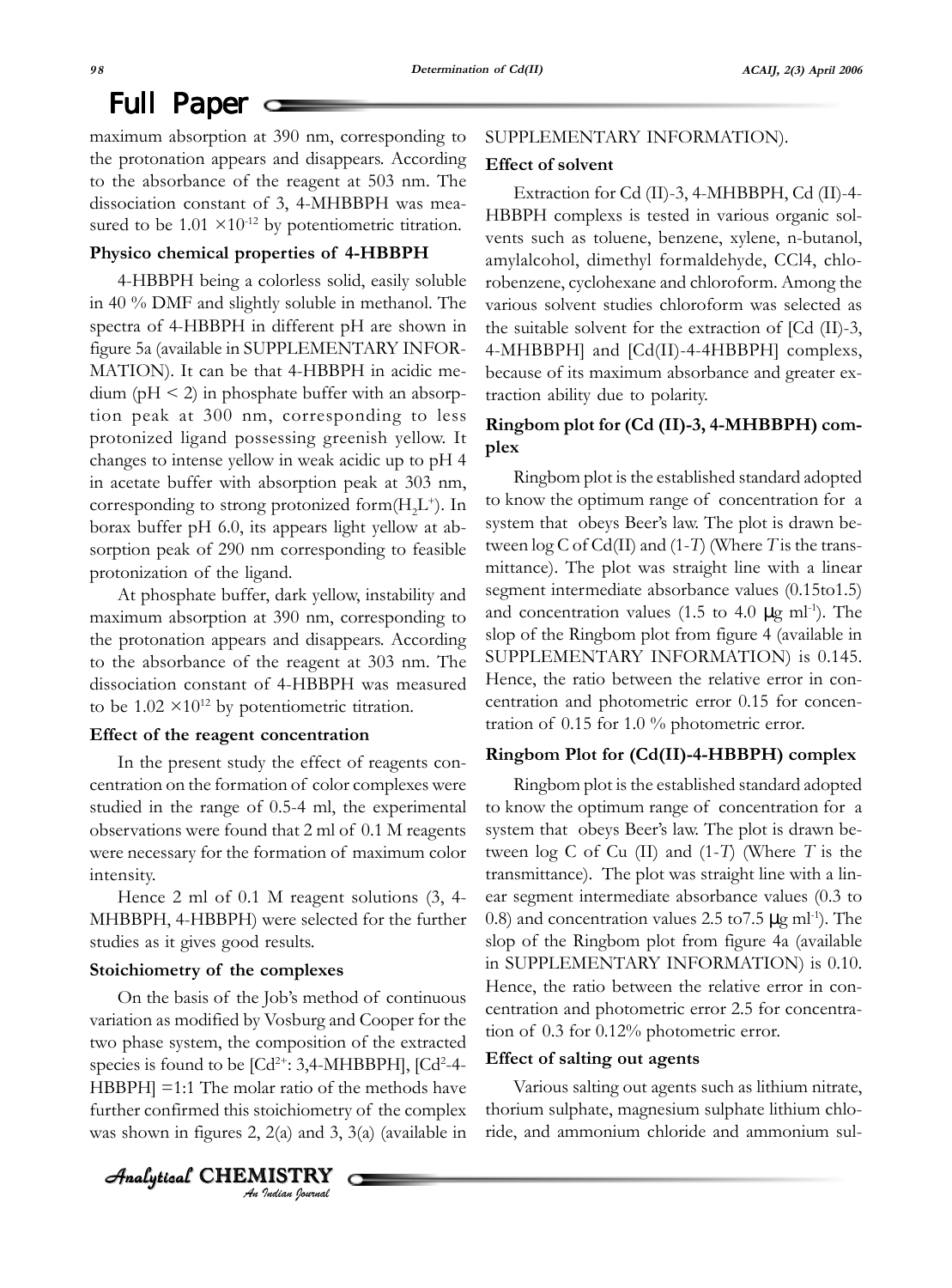maximum absorption at 390 nm, corresponding to the protonation appears and disappears. According to the absorbance of the reagent at 503 nm. The dissociation constant of 3, 4-MHBBPH was measured to be $1.01 \times 10^{-12}$ by potentiometric titration.

### Physico chemical properties of 4-HBBPH

4-HBBPH being a colorless solid, easily soluble in 40 % DMF and slightly soluble in methanol. The spectra of 4-HBBPH in different pH are shown in figure 5a (available in SUPPLEMENTARY INFORMATION). It can be that 4-HBBPH in acidic medium (pH < 2) in phosphate buffer with an absorption peak at 300 nm, corresponding to less protonized ligand possessing greenish yellow. It changes to intense yellow in weak acidic up to pH 4 in acetate buffer with absorption peak at 303 nm, corresponding to strong protonized form($H_2L^+$). In borax buffer pH 6.0, its appears light yellow at absorption peak of 290 nm corresponding to feasible protonization of the ligand.

At phosphate buffer, dark yellow, instability and maximum absorption at 390 nm, corresponding to the protonation appears and disappears. According to the absorbance of the reagent at 303 nm. The dissociation constant of 4-HBBPH was measured to be $1.02 \times 10^{12}$ by potentiometric titration.

### Effect of the reagent concentration

In the present study the effect of reagents concentration on the formation of color complexes were studied in the range of 0.5-4 ml, the experimental observations were found that 2 ml of 0.1 M reagents were necessary for the formation of maximum color intensity.

Hence 2 ml of 0.1 M reagent solutions (3, 4-MHBBPH, 4-HBBPH) were selected for the further studies as it gives good results.

### Stoichiometry of the complexes

On the basis of the Job's method of continuous variation as modified by Vosburg and Cooper for the two phase system, the composition of the extracted species is found to be [$Cd^{2+}$: 3,4-MHBBPH], [$Cd^{2}$-4-HBBPH] =1:1 The molar ratio of the methods have further confirmed this stoichiometry of the complex was shown in figures 2, 2(a) and 3, 3(a) (available in SUPPLEMENTARY INFORMATION).

### Effect of solvent

Extraction for Cd (II)-3, 4-MHBBPH, Cd (II)-4-HBBPH complexs is tested in various organic solvents such as toluene, benzene, xylene, n-butanol, amylalcohol, dimethyl formaldehyde, CCl4, chlorobenzene, cyclohexane and chloroform. Among the various solvent studies chloroform was selected as the suitable solvent for the extraction of [Cd (II)-3, 4-MHBBPH] and [Cd(II)-4-4HBBPH] complexs, because of its maximum absorbance and greater extraction ability due to polarity.

### Ringbom plot for (Cd (II)-3, 4-MHBBPH) complex

Ringbom plot is the established standard adopted to know the optimum range of concentration for a system that obeys Beer's law. The plot is drawn between log C of Cd(II) and (1-*T*) (Where *T* is the transmittance). The plot was straight line with a linear segment intermediate absorbance values (0.15to1.5) and concentration values (1.5 to 4.0 μg ml$^{-1}$). The slop of the Ringbom plot from figure 4 (available in SUPPLEMENTARY INFORMATION) is 0.145. Hence, the ratio between the relative error in concentration and photometric error 0.15 for concentration of 0.15 for 1.0 % photometric error.

### Ringbom Plot for (Cd(II)-4-HBBPH) complex

Ringbom plot is the established standard adopted to know the optimum range of concentration for a system that obeys Beer's law. The plot is drawn between log C of Cu (II) and (1-*T*) (Where *T* is the transmittance). The plot was straight line with a linear segment intermediate absorbance values (0.3 to 0.8) and concentration values 2.5 to7.5 μg ml$^{-1}$). The slop of the Ringbom plot from figure 4a (available in SUPPLEMENTARY INFORMATION) is 0.10. Hence, the ratio between the relative error in concentration and photometric error 2.5 for concentration of 0.3 for 0.12% photometric error.

### Effect of salting out agents

Various salting out agents such as lithium nitrate, thorium sulphate, magnesium sulphate lithium chloride, and ammonium chloride and ammonium sul-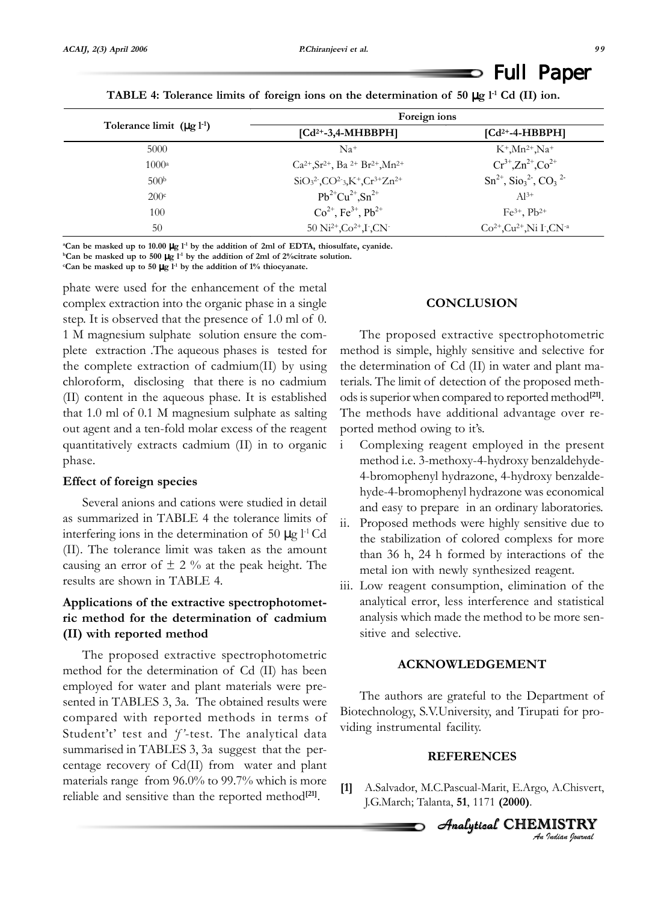TABLE 4: Tolerance limits of foreign ions on the determination of 50 μg $l^{-1}$ Cd (II) ion.

| Tolerance limit (μg $l^{-1}$) | Foreign ions | |
|---|---|---|
| | [$Cd^{2+}$-3,4-MHBBPH] | [$Cd^{2+}$-4-HBBPH] |
| 5000 | $Na^{+}$ | $K^{+}$,$Mn^{2+}$,$Na^{+}$ |
| 1000[a] | $Ca^{2+}$,$Sr^{2+}$, $Ba^{2+}$ $Br^{2+}$,$Mn^{2+}$ | $Cr^{3+}$,$Zn^{2+}$,$Co^{2+}$ |
| 500[b] | $SiO_3^{2-}$,$CO^{2-}_3$,$K^{+}$,$Cr^{3+}$$Zn^{2+}$ | $Sn^{2+}$, $Sio_3^{2-}$, $CO_3^{2-}$ |
| 200[c] | $Pb^{2+}$$Cu^{2+}$,$Sn^{2+}$ | $Al^{3+}$ |
| 100 | $Co^{2+}$, $Fe^{3+}$, $Pb^{2+}$ | $Fe^{3+}$, $Pb^{2+}$ |
| 50 | 50 $Ni^{2+}$,$Co^{2+}$,$I^{-}$,$CN^{-}$ | $Co^{2+}$,$Cu^{2+}$,Ni $I^{-}$,$CN^{-a}$ |

[a]Can be masked up to 10.00 μg $l^{-1}$ by the addition of 2ml of EDTA, thiosulfate, cyanide.
[b]Can be masked up to 500 μg $l^{-1}$ by the addition of 2ml of 2%citrate solution.
[c]Can be masked up to 50 μg $l^{-1}$ by the addition of 1% thiocyanate.

phate were used for the enhancement of the metal complex extraction into the organic phase in a single step. It is observed that the presence of 1.0 ml of 0. 1 M magnesium sulphate solution ensure the complete extraction .The aqueous phases is tested for the complete extraction of cadmium(II) by using chloroform, disclosing that there is no cadmium (II) content in the aqueous phase. It is established that 1.0 ml of 0.1 M magnesium sulphate as salting out agent and a ten-fold molar excess of the reagent quantitatively extracts cadmium (II) in to organic phase.

### Effect of foreign species

Several anions and cations were studied in detail as summarized in TABLE 4 the tolerance limits of interfering ions in the determination of 50 μg $l^{-1}$ Cd (II). The tolerance limit was taken as the amount causing an error of ± 2 % at the peak height. The results are shown in TABLE 4.

### Applications of the extractive spectrophotometric method for the determination of cadmium (II) with reported method

The proposed extractive spectrophotometric method for the determination of Cd (II) has been employed for water and plant materials were presented in TABLES 3, 3a. The obtained results were compared with reported methods in terms of Student't' test and *'f'*-test. The analytical data summarised in TABLES 3, 3a suggest that the percentage recovery of Cd(II) from water and plant materials range from 96.0% to 99.7% which is more reliable and sensitive than the reported method[21].

## CONCLUSION

The proposed extractive spectrophotometric method is simple, highly sensitive and selective for the determination of Cd (II) in water and plant materials. The limit of detection of the proposed methods is superior when compared to reported method[21]. The methods have additional advantage over reported method owing to it's.

i Complexing reagent employed in the present method i.e. 3-methoxy-4-hydroxy benzaldehyde-4-bromophenyl hydrazone, 4-hydroxy benzaldehyde-4-bromophenyl hydrazone was economical and easy to prepare in an ordinary laboratories.

ii. Proposed methods were highly sensitive due to the stabilization of colored complexs for more than 36 h, 24 h formed by interactions of the metal ion with newly synthesized reagent.

iii. Low reagent consumption, elimination of the analytical error, less interference and statistical analysis which made the method to be more sensitive and selective.

## ACKNOWLEDGEMENT

The authors are grateful to the Department of Biotechnology, S.V.University, and Tirupati for providing instrumental facility.

## REFERENCES

[1] A.Salvador, M.C.Pascual-Marit, E.Argo, A.Chisvert, J.G.March; Talanta, **51**, 1171 **(2000)**.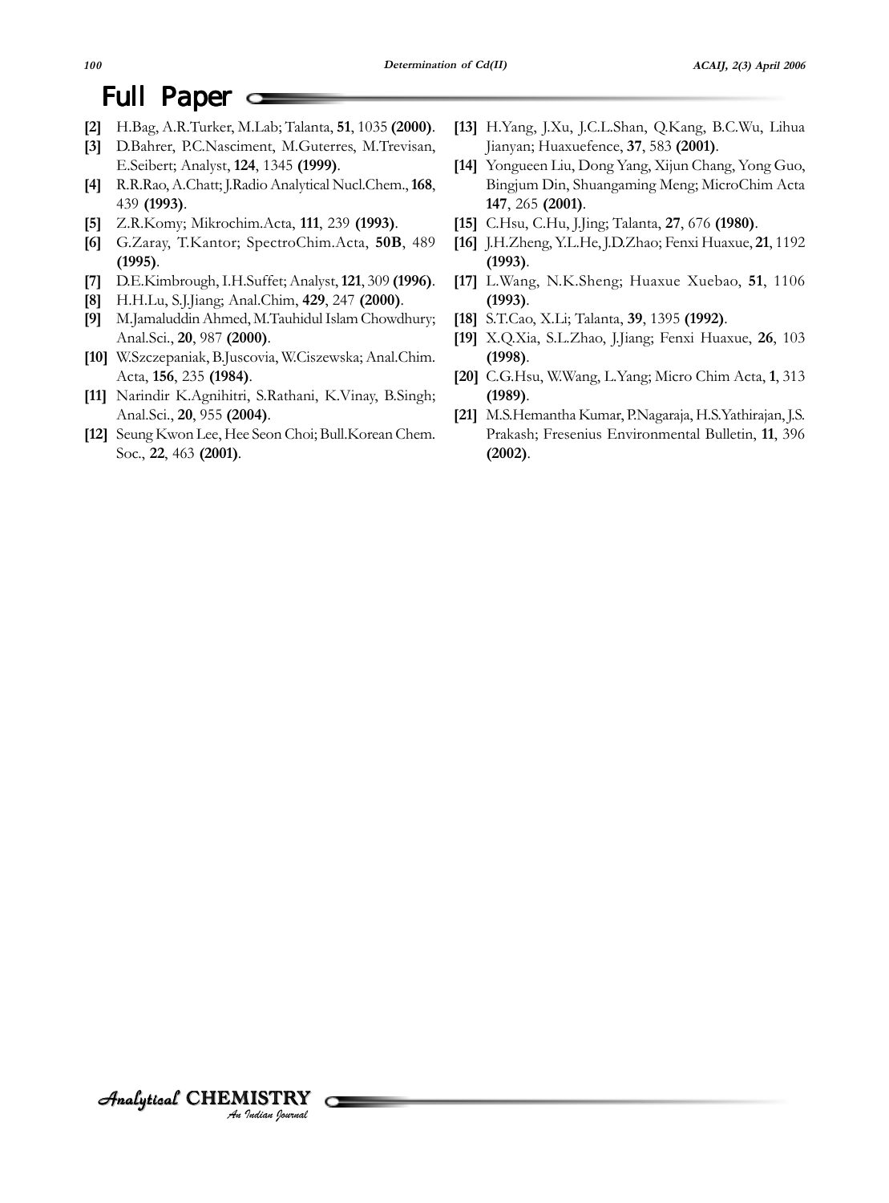[2] H.Bag, A.R.Turker, M.Lab; Talanta, **51**, 1035 **(2000)**.

[3] D.Bahrer, P.C.Nasciment, M.Guterres, M.Trevisan, E.Seibert; Analyst, **124**, 1345 **(1999)**.

[4] R.R.Rao, A.Chatt; J.Radio Analytical Nucl.Chem., **168**, 439 **(1993)**.

[5] Z.R.Komy; Mikrochim.Acta, **111**, 239 **(1993)**.

[6] G.Zaray, T.Kantor; SpectroChim.Acta, **50B**, 489 **(1995)**.

[7] D.E.Kimbrough, I.H.Suffet; Analyst, **121**, 309 **(1996)**.

[8] H.H.Lu, S.J.Jiang; Anal.Chim, **429**, 247 **(2000)**.

[9] M.Jamaluddin Ahmed, M.Tauhidul Islam Chowdhury; Anal.Sci., **20**, 987 **(2000)**.

[10] W.Szczepaniak, B.Juscovia, W.Ciszewska; Anal.Chim. Acta, **156**, 235 **(1984)**.

[11] Narindir K.Agnihitri, S.Rathani, K.Vinay, B.Singh; Anal.Sci., **20**, 955 **(2004)**.

[12] Seung Kwon Lee, Hee Seon Choi; Bull.Korean Chem. Soc., **22**, 463 **(2001)**.

[13] H.Yang, J.Xu, J.C.L.Shan, Q.Kang, B.C.Wu, Lihua Jianyan; Huaxuefence, **37**, 583 **(2001)**.

[14] Yongueen Liu, Dong Yang, Xijun Chang, Yong Guo, Bingjum Din, Shuangaming Meng; MicroChim Acta **147**, 265 **(2001)**.

[15] C.Hsu, C.Hu, J.Jing; Talanta, **27**, 676 **(1980)**.

[16] J.H.Zheng, Y.L.He, J.D.Zhao; Fenxi Huaxue, **21**, 1192 **(1993)**.

[17] L.Wang, N.K.Sheng; Huaxue Xuebao, **51**, 1106 **(1993)**.

[18] S.T.Cao, X.Li; Talanta, **39**, 1395 **(1992)**.

[19] X.Q.Xia, S.L.Zhao, J.Jiang; Fenxi Huaxue, **26**, 103 **(1998)**.

[20] C.G.Hsu, W.Wang, L.Yang; Micro Chim Acta, **1**, 313 **(1989)**.

[21] M.S.Hemantha Kumar, P.Nagaraja, H.S.Yathirajan, J.S. Prakash; Fresenius Environmental Bulletin, **11**, 396 **(2002)**.